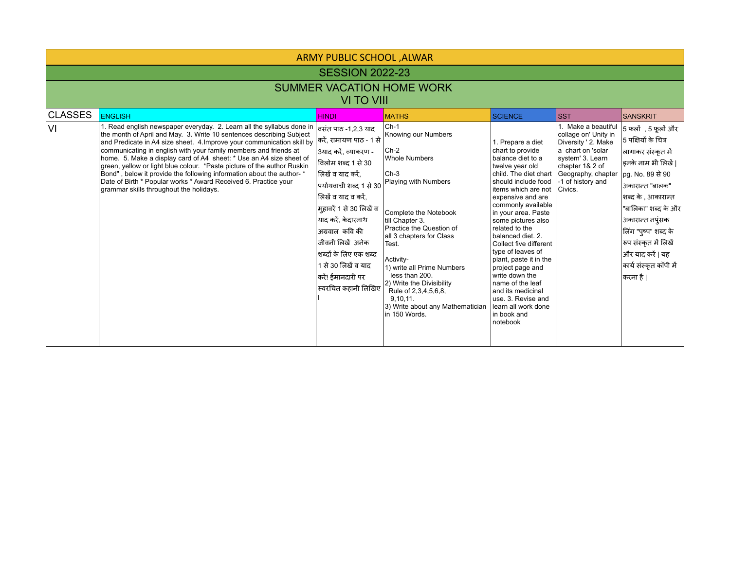# ARMY PUBLIC SCHOOL ,ALWAR

## SESSION 2022-23

## SUMMER VACATION HOME WORK
## VI TO VIII

| CLASSES | ENGLISH | HINDI | MATHS | SCIENCE | SST | SANSKRIT |
|---|---|---|---|---|---|---|
| VI | 1. Read english newspaper everyday. 2. Learn all the syllabus done in the month of April and May. 3. Write 10 sentences describing Subject and Predicate in A4 size sheet. 4.Improve your communication skill by communicating in english with your family members and friends at home. 5. Make a display card of A4 sheet: * Use an A4 size sheet of green, yellow or light blue colour. *Paste picture of the author Ruskin Bond" , below it provide the following information about the author- * Date of Birth * Popular works * Award Received 6. Practice your grammar skills throughout the holidays. | वसंत पाठ -1,2,3 याद करें, रामायण पाठ - 1 से 3याद करें, व्याकरण - विलोम शब्द 1 से 30 लिखें व याद करें, पर्यायवाची शब्द 1 से 30 लिखें व याद व करें, मुहावरें 1 से 30 लिखें व याद करें, केदारनाथ अग्रवाल कवि की जीवनी लिखें अनेक शब्दों के लिए एक शब्द 1 से 30 लिखें व याद करें! ईमानदारी पर स्वरचित कहानी लिखिए । | Ch-1 Knowing our Numbers<br><br>Ch-2 Whole Numbers<br><br>Ch-3 Playing with Numbers<br><br>Complete the Notebook till Chapter 3. Practice the Question of all 3 chapters for Class Test.<br><br>Activity-<br>1) write all Prime Numbers less than 200.<br>2) Write the Divisibility Rule of 2,3,4,5,6,8, 9,10,11.<br>3) Write about any Mathematician in 150 Words. | 1. Prepare a diet chart to provide balance diet to a twelve year old child. The diet chart should include food items which are not expensive and are commonly available in your area. Paste some pictures also related to the balanced diet. 2. Collect five different type of leaves of plant, paste it in the project page and write down the name of the leaf and its medicinal use. 3. Revise and learn all work done in book and notebook | 1. Make a beautiful collage on' Unity in Diversity ' 2. Make a chart on 'solar system' 3. Learn chapter 1& 2 of Geography, chapter -1 of history and Civics. | 5 फलों , 5 फूलों और 5 पक्षियों के चित्र लागाकर संस्कृत में इनके नाम भी लिखें \| pg. No. 89 से 90 अकारान्त "बालक" शब्द के , आकारान्त "बालिका" शब्द के और अकारान्त नपुंसक लिंग "पुष्प" शब्द के रूप संस्कृत में लिखें और याद करें \| यह कार्य संस्कृत कॉपी में करना है \| |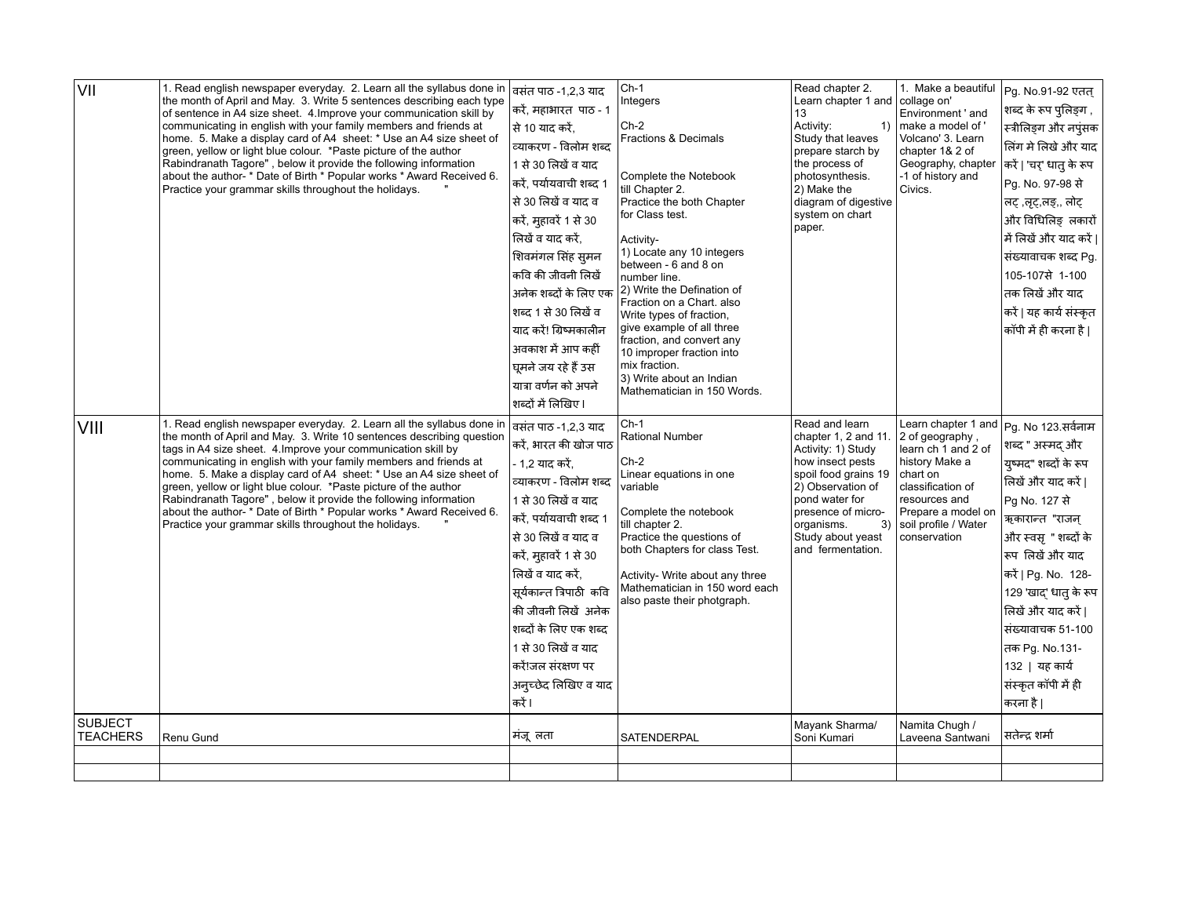| | | | | | | |
|---|---|---|---|---|---|---|
| VII | 1. Read english newspaper everyday. 2. Learn all the syllabus done in the month of April and May. 3. Write 5 sentences describing each type of sentence in A4 size sheet. 4.Improve your communication skill by communicating in english with your family members and friends at home. 5. Make a display card of A4 sheet: * Use an A4 size sheet of green, yellow or light blue colour. *Paste picture of the author Rabindranath Tagore" , below it provide the following information about the author- * Date of Birth * Popular works * Award Received 6. Practice your grammar skills throughout the holidays. " | वसंत पाठ -1,2,3 याद करें, महाभारत पाठ - 1 से 10 याद करें, व्याकरण - विलोम शब्द 1 से 30 लिखें व याद करें, पर्यायवाची शब्द 1 से 30 लिखें व याद करें, मुहावरें 1 से 30 लिखें व याद करें, शिवमंगल सिंह सुमन कवि की जीवनी लिखें अनेक शब्दों के लिए एक शब्द 1 से 30 लिखें व याद करें! ग्रिष्मकालीन अवकाश में आप कहीं घूमने जय रहे हैं उस यात्रा वर्णन को अपने शब्दों में लिखिए। | Ch-1 Integers<br><br>Ch-2 Fractions & Decimals<br><br>Complete the Notebook till Chapter 2. Practice the both Chapter for Class test.<br><br>Activity-<br>1) Locate any 10 integers between - 6 and 8 on number line.<br>2) Write the Defination of Fraction on a Chart. also Write types of fraction, give example of all three fraction, and convert any 10 improper fraction into mix fraction.<br>3) Write about an Indian Mathematician in 150 Words. | Read chapter 2. Learn chapter 1 and 13<br>Activity: 1) Study that leaves prepare starch by the process of photosynthesis.<br>2) Make the diagram of digestive system on chart paper. | 1. Make a beautiful collage on' Environment ' and make a model of ' Volcano' 3. Learn chapter 1& 2 of Geography, chapter -1 of history and Civics. | Pg. No.91-92 एतत् शब्द के रूप पुलिङ्ग , स्त्रीलिङ्ग और नपुंसक लिंग मे लिखे और याद करें । 'चर्' धातु के रूप Pg. No. 97-98 से लट् ,लृट्,लङ्,, लोट् और विधिलिङ् लकारों में लिखें और याद करें । संख्यावाचक शब्द Pg. 105-107से 1-100 तक लिखें और याद करें । यह कार्य संस्कृत कॉपी में ही करना है । |
| VIII | 1. Read english newspaper everyday. 2. Learn all the syllabus done in the month of April and May. 3. Write 10 sentences describing question tags in A4 size sheet. 4.Improve your communication skill by communicating in english with your family members and friends at home. 5. Make a display card of A4 sheet: * Use an A4 size sheet of green, yellow or light blue colour. *Paste picture of the author Rabindranath Tagore" , below it provide the following information about the author- * Date of Birth * Popular works * Award Received 6. Practice your grammar skills throughout the holidays. " | वसंत पाठ -1,2,3 याद करें, भारत की खोज पाठ - 1,2 याद करें, व्याकरण - विलोम शब्द 1 से 30 लिखें व याद करें, पर्यायवाची शब्द 1 से 30 लिखें व याद करें, मुहावरें 1 से 30 लिखें व याद करें, सूर्यकान्त त्रिपाठी कवि की जीवनी लिखें अनेक शब्दों के लिए एक शब्द 1 से 30 लिखें व याद करें!जल संरक्षण पर अनुच्छेद लिखिए व याद करें। | Ch-1 Rational Number<br><br>Ch-2 Linear equations in one variable<br><br>Complete the notebook till chapter 2. Practice the questions of both Chapters for class Test.<br><br>Activity- Write about any three Mathematician in 150 word each also paste their photgraph. | Read and learn chapter 1, 2 and 11. Activity: 1) Study how insect pests spoil food grains 19 2) Observation of pond water for presence of micro-organisms. 3) Study about yeast and fermentation. | Learn chapter 1 and 2 of geography , learn ch 1 and 2 of history Make a chart on classification of resources and Prepare a model on soil profile / Water conservation | Pg. No 123.सर्वनाम शब्द " अस्मद् और युष्मद" शब्दों के रूप लिखें और याद करें । Pg No. 127 से ॠकारान्त "राजन् और स्वसृ " शब्दों के रूप लिखें और याद करें । Pg. No. 128-129 'खाद्' धातु के रूप लिखें और याद करें । संख्यावाचक 51-100 तक Pg. No.131-132 । यह कार्य संस्कृत कॉपी में ही करना है । |
| SUBJECT TEACHERS | Renu Gund | मंजू लता | SATENDERPAL | Mayank Sharma/ Soni Kumari | Namita Chugh / Laveena Santwani | सतेन्द्र शर्मा |